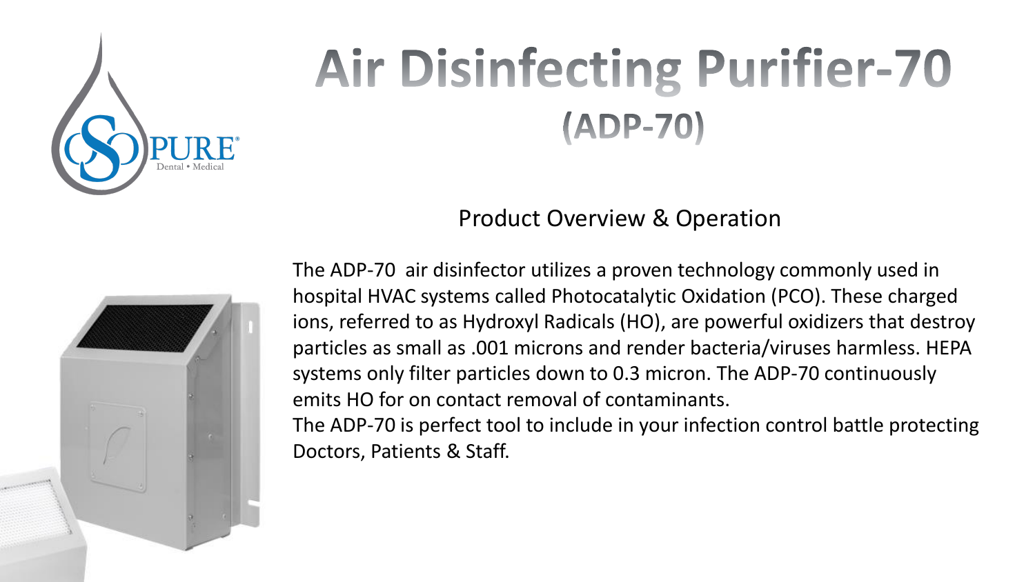# Air Disinfecting Purifier-70 (ADP-70)

## Product Overview & Operation

The ADP-70 air disinfector utilizes a proven technology commonly used in hospital HVAC systems called Photocatalytic Oxidation (PCO). These charged ions, referred to as Hydroxyl Radicals (HO), are powerful oxidizers that destroy particles as small as .001 microns and render bacteria/viruses harmless. HEPA systems only filter particles down to 0.3 micron. The ADP-70 continuously emits HO for on contact removal of contaminants.

The ADP-70 is perfect tool to include in your infection control battle protecting Doctors, Patients & Staff.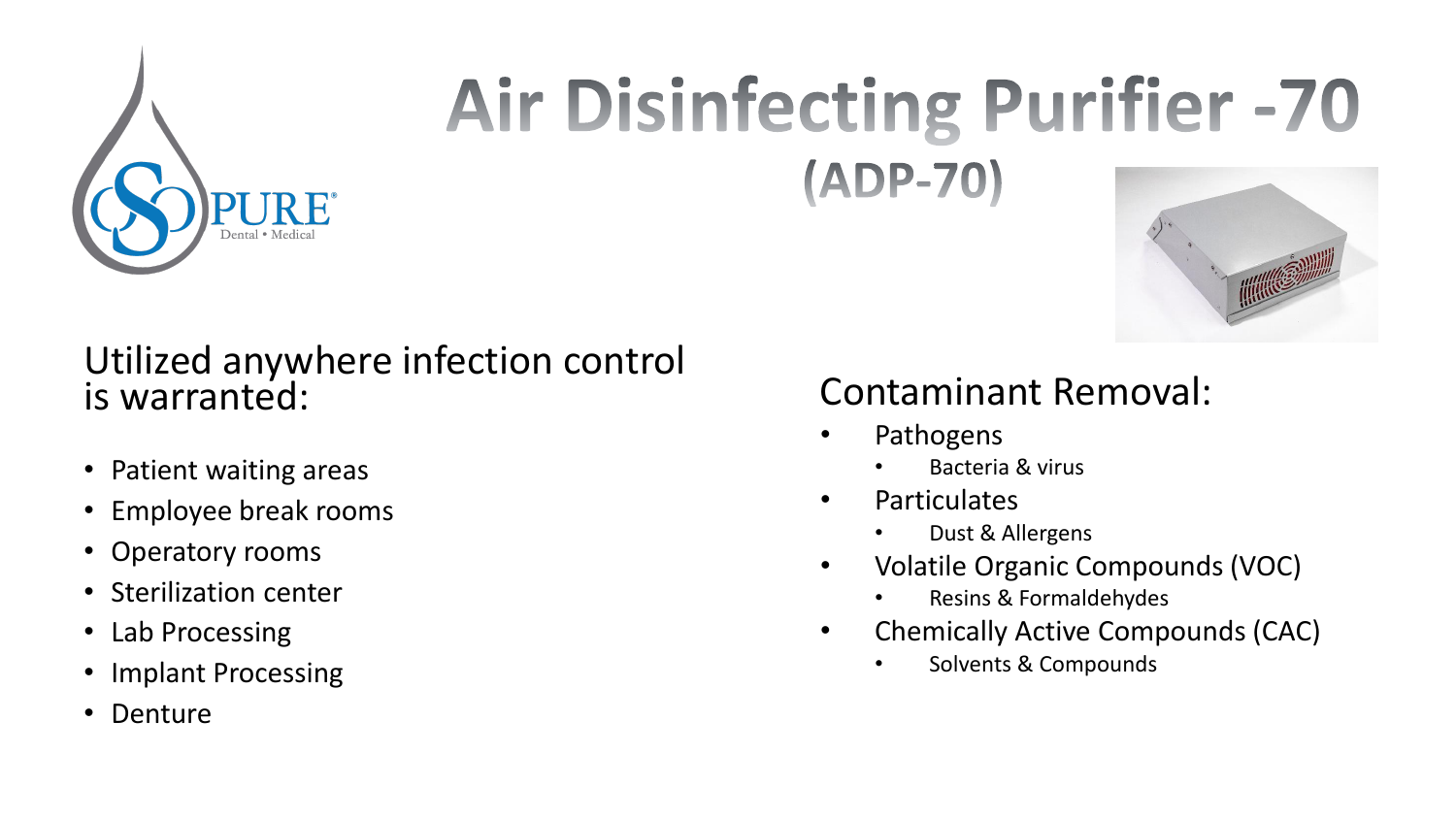# Air Disinfecting Purifier -70
## (ADP-70)

### Utilized anywhere infection control is warranted:

- Patient waiting areas
- Employee break rooms
- Operatory rooms
- Sterilization center
- Lab Processing
- Implant Processing
- Denture

### Contaminant Removal:

- Pathogens
  - Bacteria & virus
- Particulates
  - Dust & Allergens
- Volatile Organic Compounds (VOC)
  - Resins & Formaldehydes
- Chemically Active Compounds (CAC)
  - Solvents & Compounds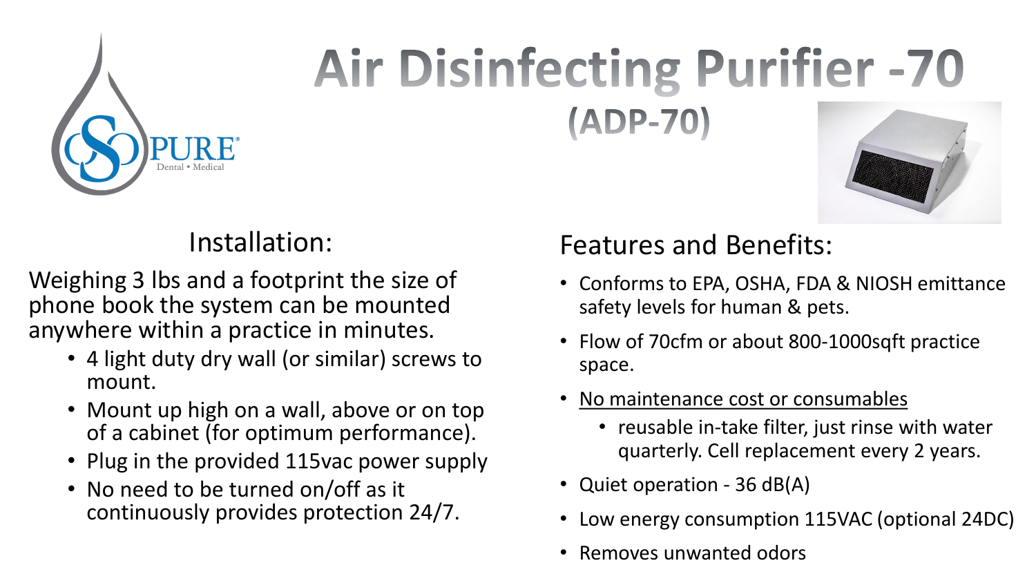# Air Disinfecting Purifier -70

## (ADP-70)

SO PURE
Dental • Medical

## Installation:

Weighing 3 lbs and a footprint the size of phone book the system can be mounted anywhere within a practice in minutes.

- 4 light duty dry wall (or similar) screws to mount.
- Mount up high on a wall, above or on top of a cabinet (for optimum performance).
- Plug in the provided 115vac power supply
- No need to be turned on/off as it continuously provides protection 24/7.

## Features and Benefits:

- Conforms to EPA, OSHA, FDA & NIOSH emittance safety levels for human & pets.
- Flow of 70cfm or about 800-1000sqft practice space.
- No maintenance cost or consumables
  - reusable in-take filter, just rinse with water quarterly. Cell replacement every 2 years.
- Quiet operation - 36 dB(A)
- Low energy consumption 115VAC (optional 24DC)
- Removes unwanted odors